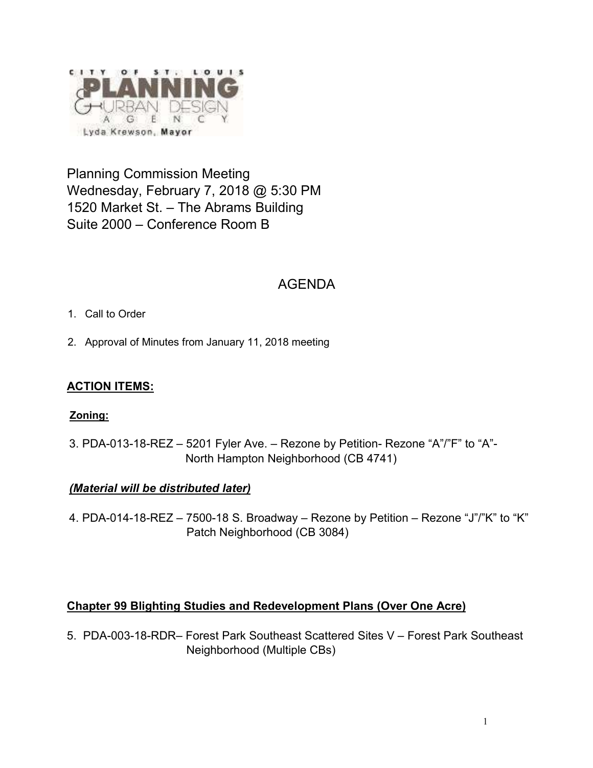CITY OF ST. LOUIS PLANNING & URBAN DESIGN AGENCY

Lyda Krewson, Mayor

Planning Commission Meeting
Wednesday, February 7, 2018 @ 5:30 PM
1520 Market St. – The Abrams Building
Suite 2000 – Conference Room B

# AGENDA

1. Call to Order
2. Approval of Minutes from January 11, 2018 meeting

**ACTION ITEMS:**

**Zoning:**

3. PDA-013-18-REZ – 5201 Fyler Ave. – Rezone by Petition- Rezone "A"/"F" to "A"- North Hampton Neighborhood (CB 4741)

***(Material will be distributed later)***

4. PDA-014-18-REZ – 7500-18 S. Broadway – Rezone by Petition – Rezone "J"/"K" to "K" Patch Neighborhood (CB 3084)

**Chapter 99 Blighting Studies and Redevelopment Plans (Over One Acre)**

5. PDA-003-18-RDR– Forest Park Southeast Scattered Sites V – Forest Park Southeast Neighborhood (Multiple CBs)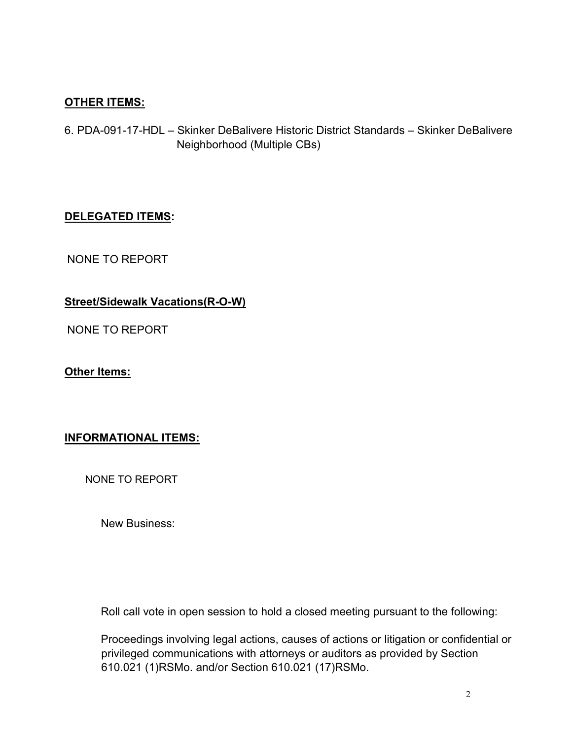**OTHER ITEMS:**

6. PDA-091-17-HDL – Skinker DeBalivere Historic District Standards – Skinker DeBalivere Neighborhood (Multiple CBs)

**DELEGATED ITEMS:**

NONE TO REPORT

**Street/Sidewalk Vacations(R-O-W)**

NONE TO REPORT

**Other Items:**

**INFORMATIONAL ITEMS:**

NONE TO REPORT

New Business:

Roll call vote in open session to hold a closed meeting pursuant to the following:

Proceedings involving legal actions, causes of actions or litigation or confidential or privileged communications with attorneys or auditors as provided by Section 610.021 (1)RSMo. and/or Section 610.021 (17)RSMo.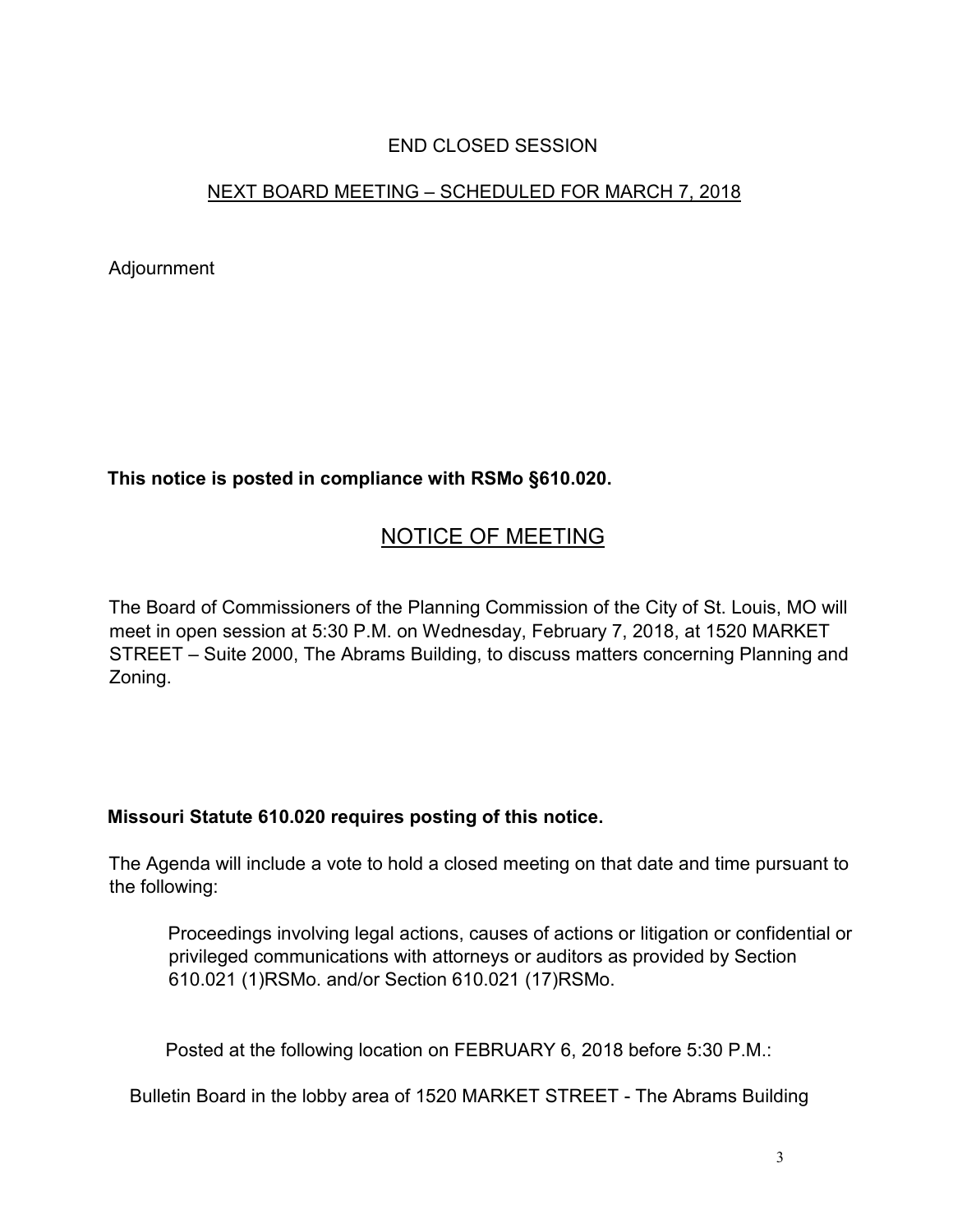END CLOSED SESSION

NEXT BOARD MEETING – SCHEDULED FOR MARCH 7, 2018

Adjournment

**This notice is posted in compliance with RSMo §610.020.**

## NOTICE OF MEETING

The Board of Commissioners of the Planning Commission of the City of St. Louis, MO will meet in open session at 5:30 P.M. on Wednesday, February 7, 2018, at 1520 MARKET STREET – Suite 2000, The Abrams Building, to discuss matters concerning Planning and Zoning.

**Missouri Statute 610.020 requires posting of this notice.**

The Agenda will include a vote to hold a closed meeting on that date and time pursuant to the following:

> Proceedings involving legal actions, causes of actions or litigation or confidential or privileged communications with attorneys or auditors as provided by Section 610.021 (1)RSMo. and/or Section 610.021 (17)RSMo.

Posted at the following location on FEBRUARY 6, 2018 before 5:30 P.M.:

Bulletin Board in the lobby area of 1520 MARKET STREET - The Abrams Building